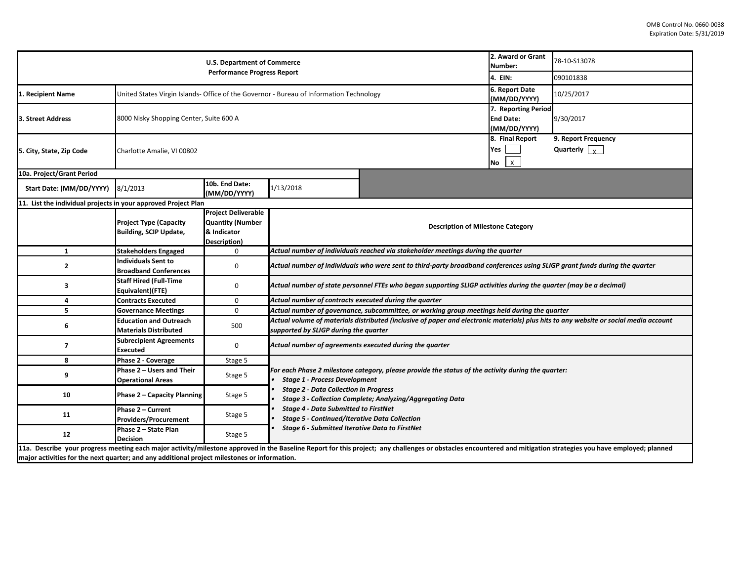OMB Control No. 0660-0038
Expiration Date: 5/31/2019

| U.S. Department of Commerce<br>Performance Progress Report | | | | 2. Award or Grant Number: | 78-10-S13078 |
|---|---|---|---|---|---|
| | | | | 4. EIN: | 090101838 |
| 1. Recipient Name | United States Virgin Islands- Office of the Governor - Bureau of Information Technology | | | 6. Report Date (MM/DD/YYYY) | 10/25/2017 |
| 3. Street Address | 8000 Nisky Shopping Center, Suite 600 A | | | 7. Reporting Period End Date: (MM/DD/YYYY) | 9/30/2017 |
| 5. City, State, Zip Code | Charlotte Amalie, VI 00802 | | | 8. Final Report<br>Yes [ ]<br>No [X] | 9. Report Frequency<br>Quarterly [X] |
| 10a. Project/Grant Period | | | | | |
| Start Date: (MM/DD/YYYY) | 8/1/2013 | 10b. End Date: (MM/DD/YYYY) | 1/13/2018 | | |

**11. List the individual projects in your approved Project Plan**

| | Project Type (Capacity Building, SCIP Update, | Project Deliverable Quantity (Number & Indicator Description) | Description of Milestone Category |
|---|---|---|---|
| 1 | Stakeholders Engaged | 0 | *Actual number of individuals reached via stakeholder meetings during the quarter* |
| 2 | Individuals Sent to Broadband Conferences | 0 | *Actual number of individuals who were sent to third-party broadband conferences using SLIGP grant funds during the quarter* |
| 3 | Staff Hired (Full-Time Equivalent)(FTE) | 0 | *Actual number of state personnel FTEs who began supporting SLIGP activities during the quarter (may be a decimal)* |
| 4 | Contracts Executed | 0 | *Actual number of contracts executed during the quarter* |
| 5 | Governance Meetings | 0 | *Actual number of governance, subcommittee, or working group meetings held during the quarter* |
| 6 | Education and Outreach Materials Distributed | 500 | *Actual volume of materials distributed (inclusive of paper and electronic materials) plus hits to any website or social media account supported by SLIGP during the quarter* |
| 7 | Subrecipient Agreements Executed | 0 | *Actual number of agreements executed during the quarter* |
| 8 | Phase 2 - Coverage | Stage 5 | *For each Phase 2 milestone category, please provide the status of the activity during the quarter:*<br>• *Stage 1 - Process Development*<br>• *Stage 2 - Data Collection in Progress*<br>• *Stage 3 - Collection Complete; Analyzing/Aggregating Data*<br>• *Stage 4 - Data Submitted to FirstNet*<br>• *Stage 5 - Continued/Iterative Data Collection*<br>• *Stage 6 - Submitted Iterative Data to FirstNet* |
| 9 | Phase 2 – Users and Their Operational Areas | Stage 5 | |
| 10 | Phase 2 – Capacity Planning | Stage 5 | |
| 11 | Phase 2 – Current Providers/Procurement | Stage 5 | |
| 12 | Phase 2 – State Plan Decision | Stage 5 | |

**11a. Describe your progress meeting each major activity/milestone approved in the Baseline Report for this project; any challenges or obstacles encountered and mitigation strategies you have employed; planned major activities for the next quarter; and any additional project milestones or information.**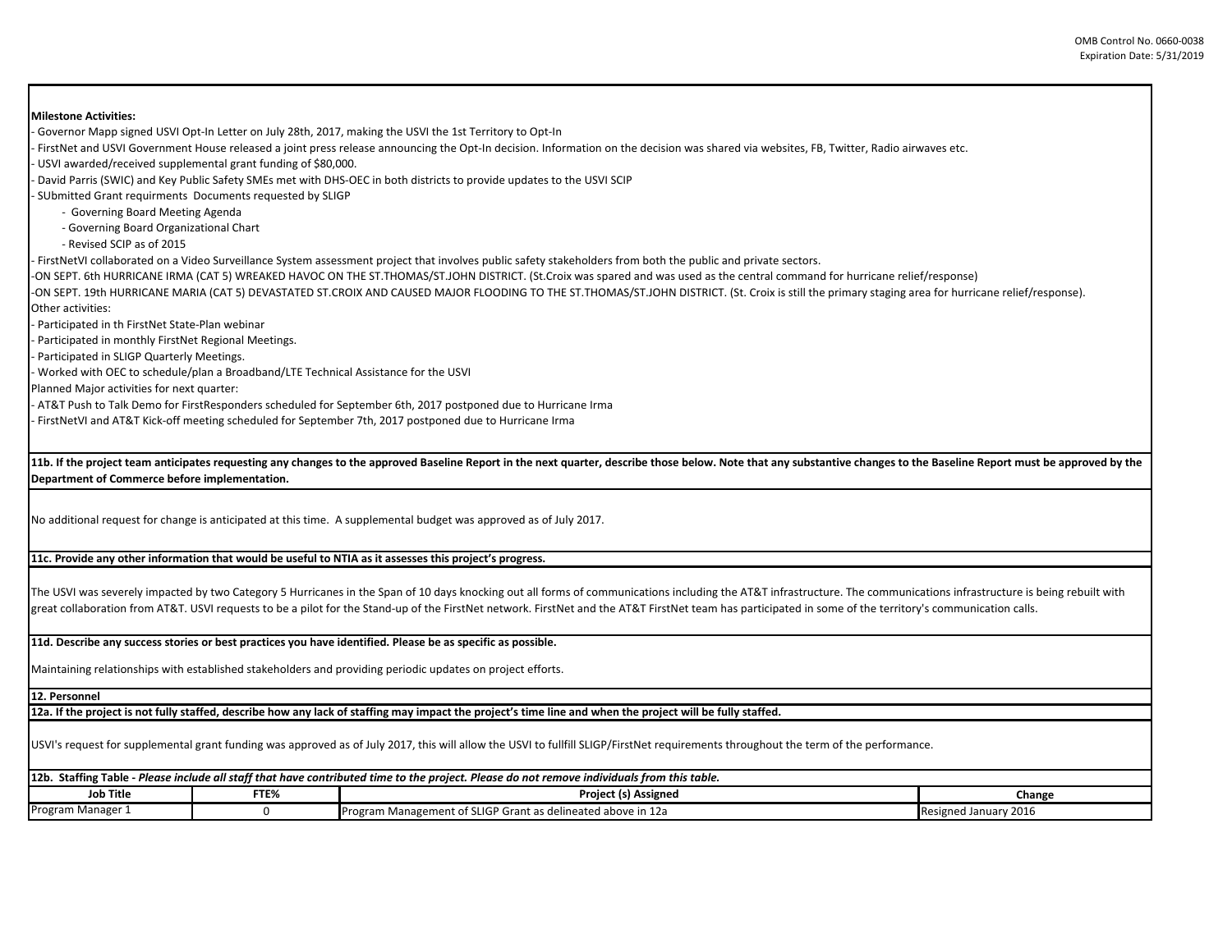**Milestone Activities:**

- Governor Mapp signed USVI Opt-In Letter on July 28th, 2017, making the USVI the 1st Territory to Opt-In
- FirstNet and USVI Government House released a joint press release announcing the Opt-In decision. Information on the decision was shared via websites, FB, Twitter, Radio airwaves etc.
- USVI awarded/received supplemental grant funding of $80,000.
- David Parris (SWIC) and Key Public Safety SMEs met with DHS-OEC in both districts to provide updates to the USVI SCIP
- SUbmitted Grant requirments Documents requested by SLIGP
  - Governing Board Meeting Agenda
  - Governing Board Organizational Chart
  - Revised SCIP as of 2015
- FirstNetVI collaborated on a Video Surveillance System assessment project that involves public safety stakeholders from both the public and private sectors.
- ON SEPT. 6th HURRICANE IRMA (CAT 5) WREAKED HAVOC ON THE ST.THOMAS/ST.JOHN DISTRICT. (St.Croix was spared and was used as the central command for hurricane relief/response)
- ON SEPT. 19th HURRICANE MARIA (CAT 5) DEVASTATED ST.CROIX AND CAUSED MAJOR FLOODING TO THE ST.THOMAS/ST.JOHN DISTRICT. (St. Croix is still the primary staging area for hurricane relief/response).

Other activities:

- Participated in th FirstNet State-Plan webinar
- Participated in monthly FirstNet Regional Meetings.
- Participated in SLIGP Quarterly Meetings.
- Worked with OEC to schedule/plan a Broadband/LTE Technical Assistance for the USVI

Planned Major activities for next quarter:

- AT&T Push to Talk Demo for FirstResponders scheduled for September 6th, 2017 postponed due to Hurricane Irma
- FirstNetVI and AT&T Kick-off meeting scheduled for September 7th, 2017 postponed due to Hurricane Irma

**11b. If the project team anticipates requesting any changes to the approved Baseline Report in the next quarter, describe those below. Note that any substantive changes to the Baseline Report must be approved by the Department of Commerce before implementation.**

No additional request for change is anticipated at this time. A supplemental budget was approved as of July 2017.

**11c. Provide any other information that would be useful to NTIA as it assesses this project's progress.**

The USVI was severely impacted by two Category 5 Hurricanes in the Span of 10 days knocking out all forms of communications including the AT&T infrastructure. The communications infrastructure is being rebuilt with great collaboration from AT&T. USVI requests to be a pilot for the Stand-up of the FirstNet network. FirstNet and the AT&T FirstNet team has participated in some of the territory's communication calls.

**11d. Describe any success stories or best practices you have identified. Please be as specific as possible.**

Maintaining relationships with established stakeholders and providing periodic updates on project efforts.

**12. Personnel**

**12a. If the project is not fully staffed, describe how any lack of staffing may impact the project's time line and when the project will be fully staffed.**

USVI's request for supplemental grant funding was approved as of July 2017, this will allow the USVI to fullfill SLIGP/FirstNet requirements throughout the term of the performance.

**12b. Staffing Table -** ***Please include all staff that have contributed time to the project. Please do not remove individuals from this table.***

| Job Title | FTE% | Project (s) Assigned | Change |
|---|---|---|---|
| Program Manager 1 | 0 | Program Management of SLIGP Grant as delineated above in 12a | Resigned January 2016 |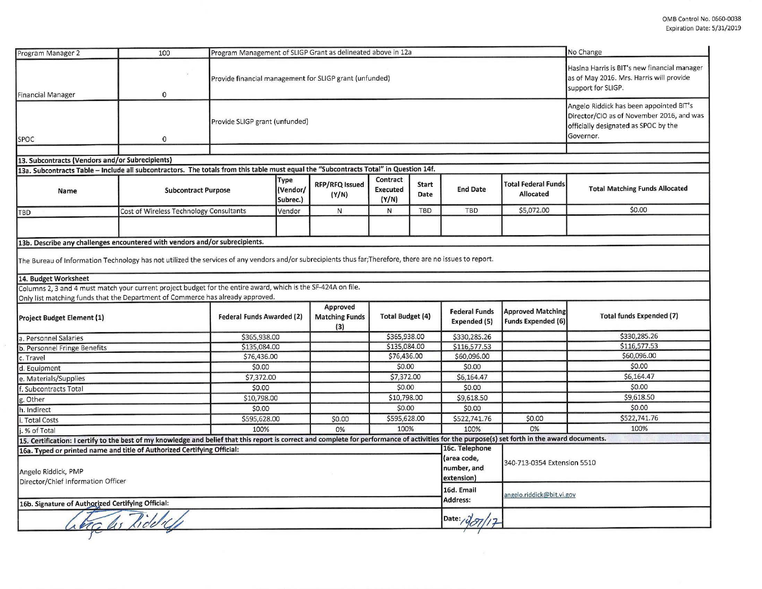| | | | |
|---|---|---|---|
| Program Manager 2 | 100 | Program Management of SLIGP Grant as delineated above in 12a | No Change |
| Financial Manager | 0 | Provide financial management for SLIGP grant (unfunded) | Hasina Harris is BIT's new financial manager as of May 2016. Mrs. Harris will provide support for SLIGP. |
| SPOC | 0 | Provide SLIGP grant (unfunded) | Angelo Riddick has been appointed BIT's Director/CIO as of November 2016, and was officially designated as SPOC by the Governor. |
| | | | |

**13. Subcontracts (Vendors and/or Subrecipients)**

**13a. Subcontracts Table – Include all subcontractors. The totals from this table must equal the "Subcontracts Total" in Question 14f.**

| Name | Subcontract Purpose | Type (Vendor/ Subrec.) | RFP/RFQ Issued (Y/N) | Contract Executed (Y/N) | Start Date | End Date | Total Federal Funds Allocated | Total Matching Funds Allocated |
|---|---|---|---|---|---|---|---|---|
| TBD | Cost of Wireless Technology Consultants | Vendor | N | N | TBD | TBD | $5,072.00 | $0.00 |
| | | | | | | | | |

**13b. Describe any challenges encountered with vendors and/or subrecipients.**

The Bureau of Information Technology has not utilized the services of any vendors and/or subrecipients thus far;Therefore, there are no issues to report.

**14. Budget Worksheet**

Columns 2, 3 and 4 must match your current project budget for the entire award, which is the SF-424A on file.
Only list matching funds that the Department of Commerce has already approved.

| Project Budget Element (1) | Federal Funds Awarded (2) | Approved Matching Funds (3) | Total Budget (4) | Federal Funds Expended (5) | Approved Matching Funds Expended (6) | Total funds Expended (7) |
|---|---|---|---|---|---|---|
| a. Personnel Salaries | $365,938.00 | | $365,938.00 | $330,285.26 | | $330,285.26 |
| b. Personnel Fringe Benefits | $135,084.00 | | $135,084.00 | $116,577.53 | | $116,577.53 |
| c. Travel | $76,436.00 | | $76,436.00 | $60,096.00 | | $60,096.00 |
| d. Equipment | $0.00 | | $0.00 | $0.00 | | $0.00 |
| e. Materials/Supplies | $7,372.00 | | $7,372.00 | $6,164.47 | | $6,164.47 |
| f. Subcontracts Total | $0.00 | | $0.00 | $0.00 | | $0.00 |
| g. Other | $10,798.00 | | $10,798.00 | $9,618.50 | | $9,618.50 |
| h. Indirect | $0.00 | | $0.00 | $0.00 | | $0.00 |
| i. Total Costs | $595,628.00 | $0.00 | $595,628.00 | $522,741.76 | $0.00 | $522,741.76 |
| j. % of Total | 100% | 0% | 100% | 100% | 0% | 100% |

**15. Certification: I certify to the best of my knowledge and belief that this report is correct and complete for performance of activities for the purpose(s) set forth in the award documents.**

| | | |
|---|---|---|
| **16a. Typed or printed name and title of Authorized Certifying Official:** Angelo Riddick, PMP Director/Chief Information Officer | 16c. Telephone (area code, number, and extension) | 340-713-0354 Extension 5510 |
| **16b. Signature of Authorized Certifying Official:** | 16d. Email Address: | angelo.riddick@bit.vi.gov |
| Angelo Riddick | Date: 10/27/17 | |